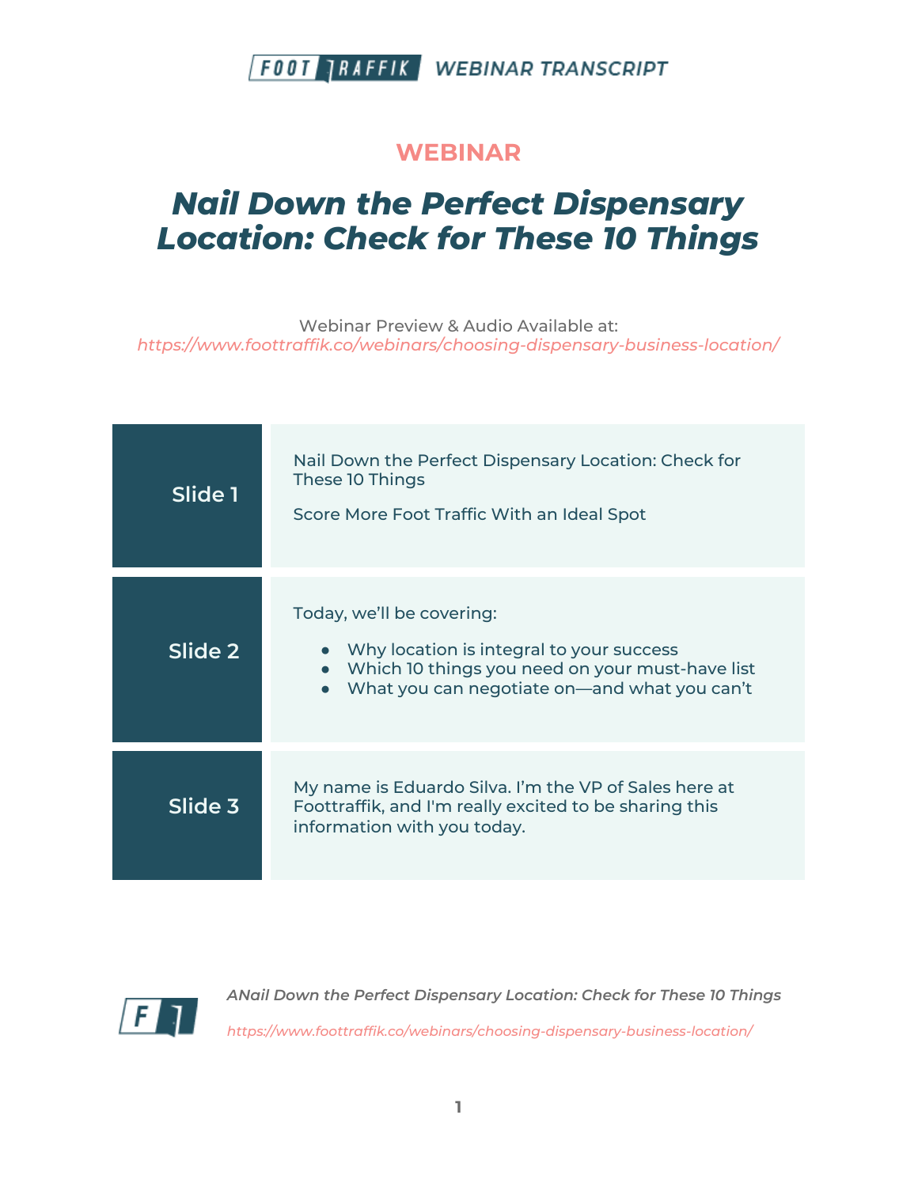# WEBINAR

## *Nail Down the Perfect Dispensary Location: Check for These 10 Things*

Webinar Preview & Audio Available at:
*https://www.foottraffik.co/webinars/choosing-dispensary-business-location/*

| | |
|---|---|
| **Slide 1** | Nail Down the Perfect Dispensary Location: Check for These 10 Things<br><br>Score More Foot Traffic With an Ideal Spot |
| **Slide 2** | Today, we'll be covering:<br><br>● Why location is integral to your success<br>● Which 10 things you need on your must-have list<br>● What you can negotiate on—and what you can't |
| **Slide 3** | My name is Eduardo Silva. I'm the VP of Sales here at Foottraffik, and I'm really excited to be sharing this information with you today. |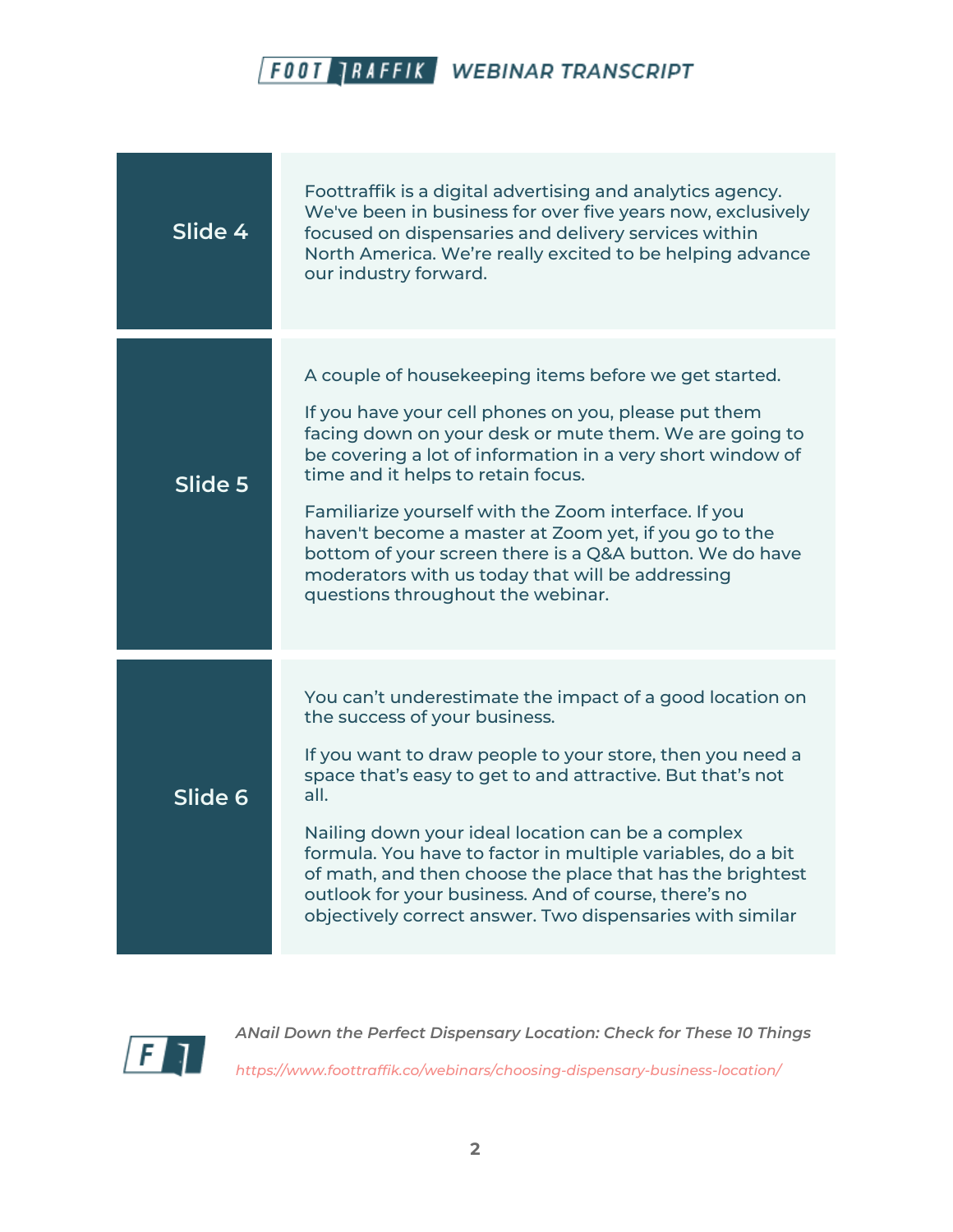| Slide | Transcript |
| --- | --- |
| Slide 4 | Foottraffik is a digital advertising and analytics agency. We've been in business for over five years now, exclusively focused on dispensaries and delivery services within North America. We're really excited to be helping advance our industry forward. |
| Slide 5 | A couple of housekeeping items before we get started. <br><br> If you have your cell phones on you, please put them facing down on your desk or mute them. We are going to be covering a lot of information in a very short window of time and it helps to retain focus. <br><br> Familiarize yourself with the Zoom interface. If you haven't become a master at Zoom yet, if you go to the bottom of your screen there is a Q&A button. We do have moderators with us today that will be addressing questions throughout the webinar. |
| Slide 6 | You can't underestimate the impact of a good location on the success of your business. <br><br> If you want to draw people to your store, then you need a space that's easy to get to and attractive. But that's not all. <br><br> Nailing down your ideal location can be a complex formula. You have to factor in multiple variables, do a bit of math, and then choose the place that has the brightest outlook for your business. And of course, there's no objectively correct answer. Two dispensaries with similar |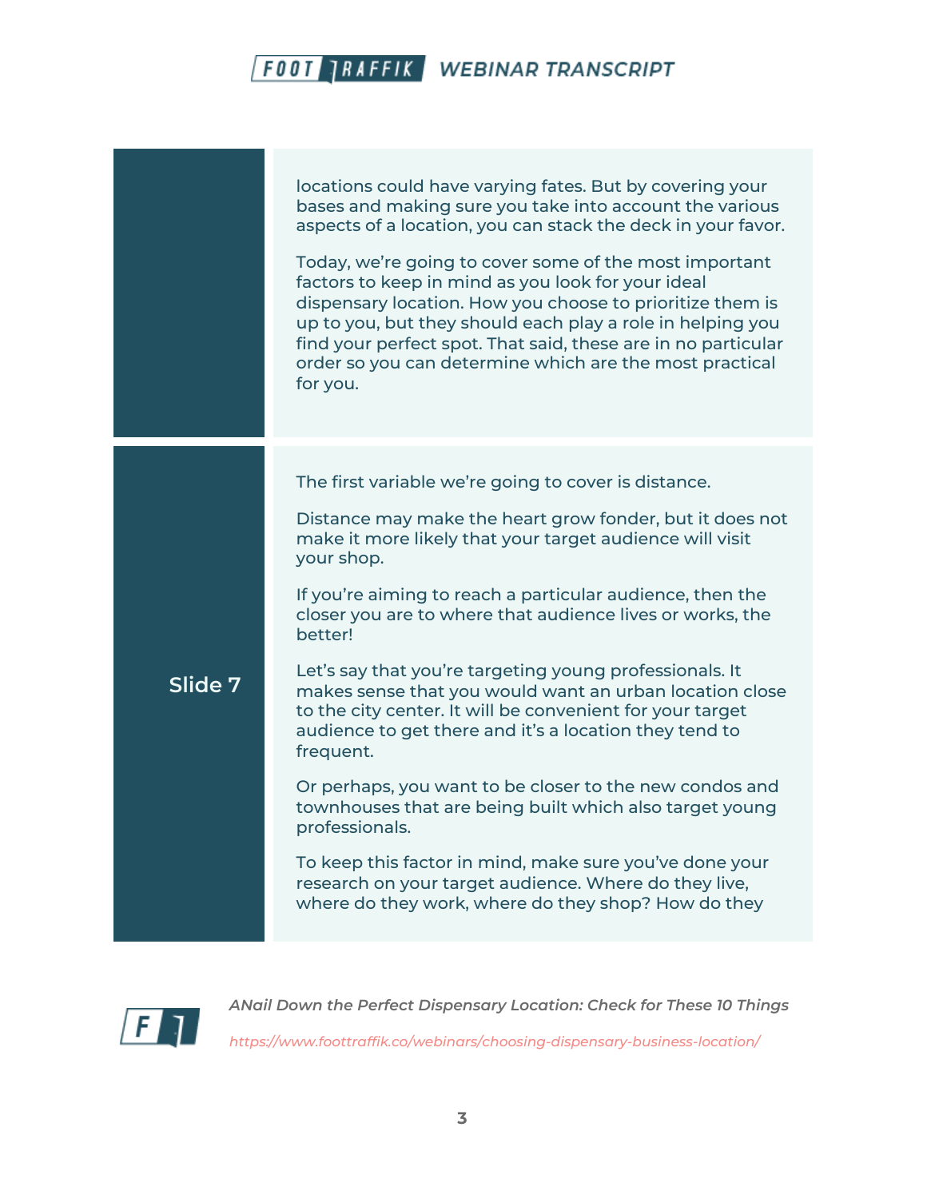locations could have varying fates. But by covering your bases and making sure you take into account the various aspects of a location, you can stack the deck in your favor.

Today, we're going to cover some of the most important factors to keep in mind as you look for your ideal dispensary location. How you choose to prioritize them is up to you, but they should each play a role in helping you find your perfect spot. That said, these are in no particular order so you can determine which are the most practical for you.

**Slide 7**

The first variable we're going to cover is distance.

Distance may make the heart grow fonder, but it does not make it more likely that your target audience will visit your shop.

If you're aiming to reach a particular audience, then the closer you are to where that audience lives or works, the better!

Let's say that you're targeting young professionals. It makes sense that you would want an urban location close to the city center. It will be convenient for your target audience to get there and it's a location they tend to frequent.

Or perhaps, you want to be closer to the new condos and townhouses that are being built which also target young professionals.

To keep this factor in mind, make sure you've done your research on your target audience. Where do they live, where do they work, where do they shop? How do they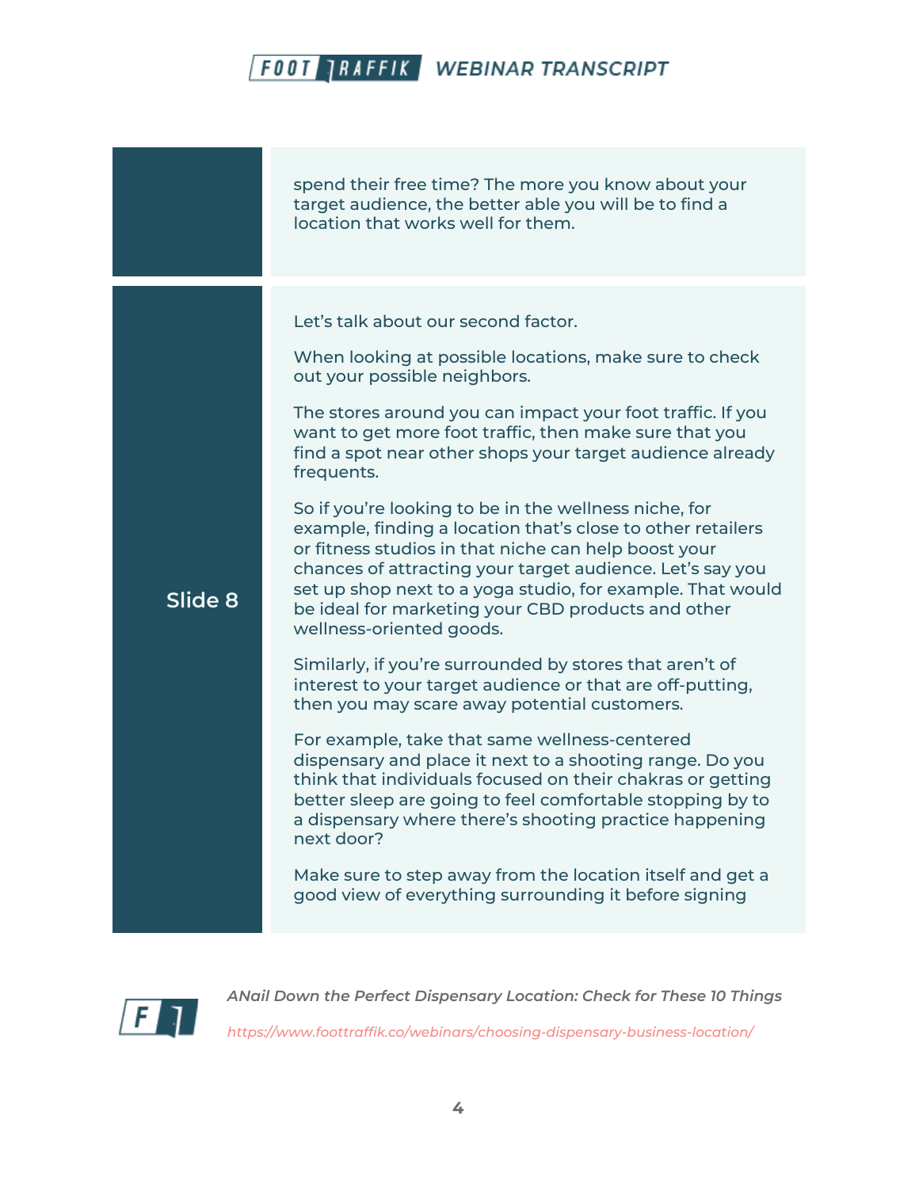spend their free time? The more you know about your target audience, the better able you will be to find a location that works well for them.

| | |
|---|---|
| **Slide 8** | Let's talk about our second factor.<br><br>When looking at possible locations, make sure to check out your possible neighbors.<br><br>The stores around you can impact your foot traffic. If you want to get more foot traffic, then make sure that you find a spot near other shops your target audience already frequents.<br><br>So if you're looking to be in the wellness niche, for example, finding a location that's close to other retailers or fitness studios in that niche can help boost your chances of attracting your target audience. Let's say you set up shop next to a yoga studio, for example. That would be ideal for marketing your CBD products and other wellness-oriented goods.<br><br>Similarly, if you're surrounded by stores that aren't of interest to your target audience or that are off-putting, then you may scare away potential customers.<br><br>For example, take that same wellness-centered dispensary and place it next to a shooting range. Do you think that individuals focused on their chakras or getting better sleep are going to feel comfortable stopping by to a dispensary where there's shooting practice happening next door?<br><br>Make sure to step away from the location itself and get a good view of everything surrounding it before signing |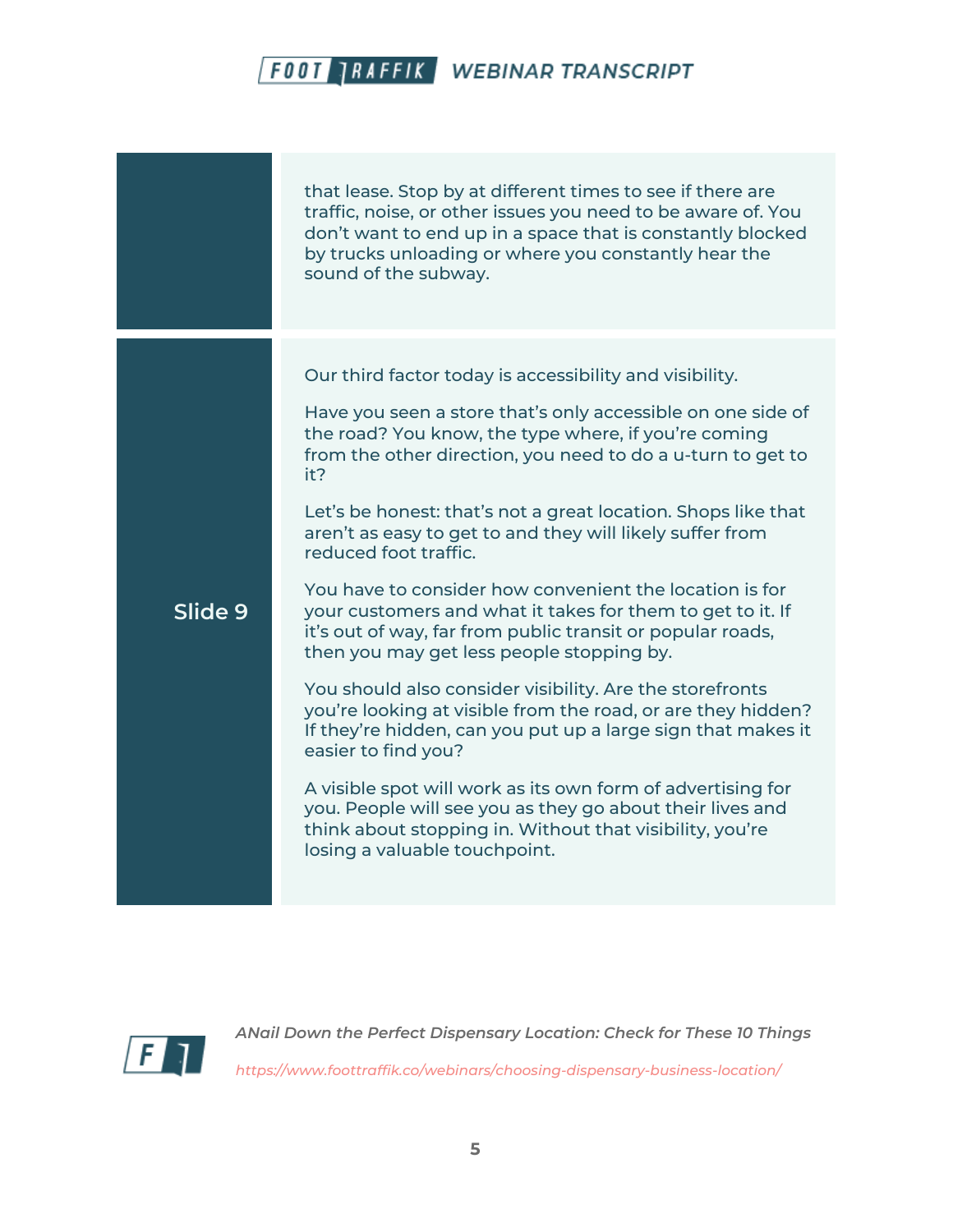| | |
|---|---|
| | that lease. Stop by at different times to see if there are traffic, noise, or other issues you need to be aware of. You don't want to end up in a space that is constantly blocked by trucks unloading or where you constantly hear the sound of the subway. |
| **Slide 9** | Our third factor today is accessibility and visibility.<br><br>Have you seen a store that's only accessible on one side of the road? You know, the type where, if you're coming from the other direction, you need to do a u-turn to get to it?<br><br>Let's be honest: that's not a great location. Shops like that aren't as easy to get to and they will likely suffer from reduced foot traffic.<br><br>You have to consider how convenient the location is for your customers and what it takes for them to get to it. If it's out of way, far from public transit or popular roads, then you may get less people stopping by.<br><br>You should also consider visibility. Are the storefronts you're looking at visible from the road, or are they hidden? If they're hidden, can you put up a large sign that makes it easier to find you?<br><br>A visible spot will work as its own form of advertising for you. People will see you as they go about their lives and think about stopping in. Without that visibility, you're losing a valuable touchpoint. |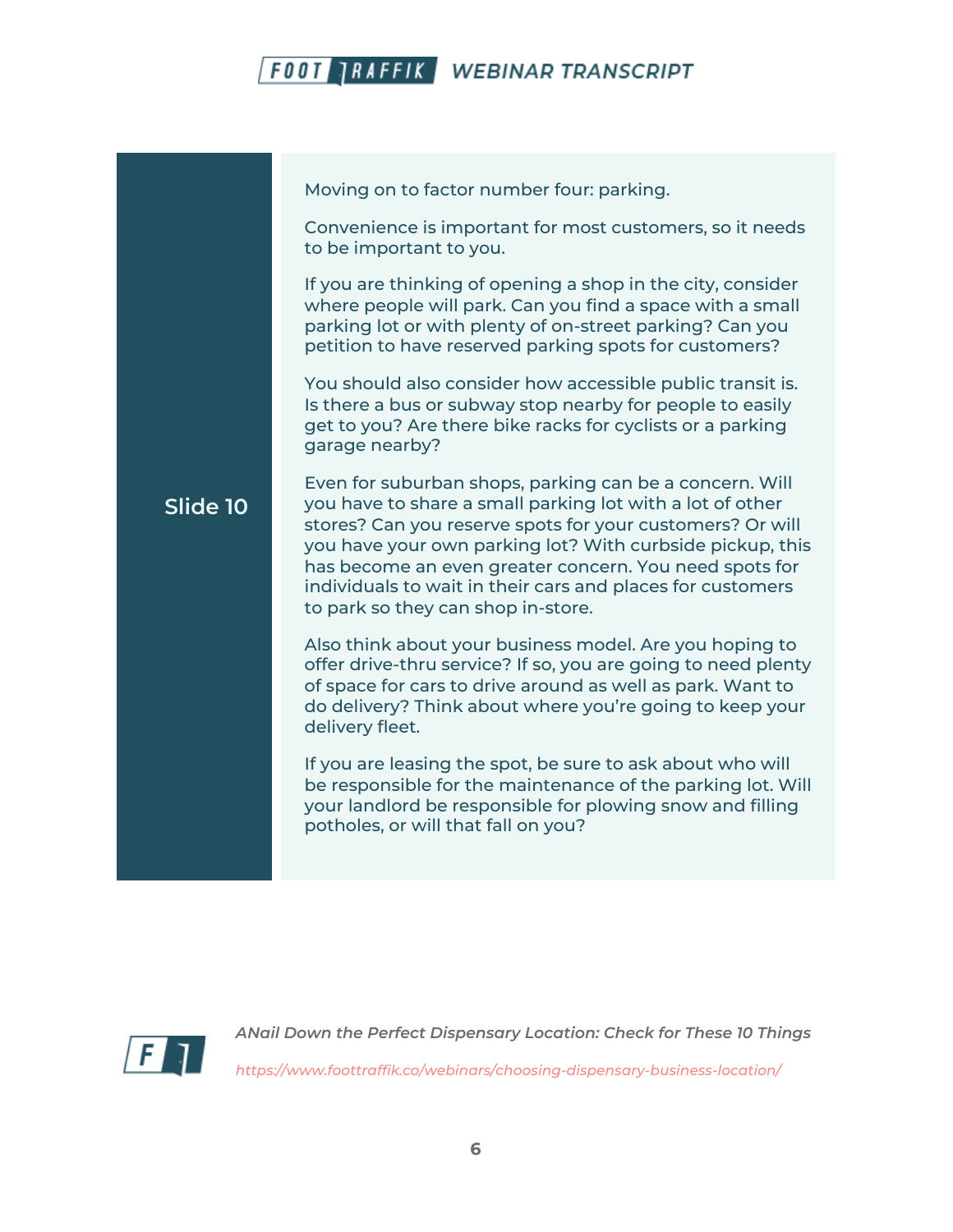## Slide 10

Moving on to factor number four: parking.

Convenience is important for most customers, so it needs to be important to you.

If you are thinking of opening a shop in the city, consider where people will park. Can you find a space with a small parking lot or with plenty of on-street parking? Can you petition to have reserved parking spots for customers?

You should also consider how accessible public transit is. Is there a bus or subway stop nearby for people to easily get to you? Are there bike racks for cyclists or a parking garage nearby?

Even for suburban shops, parking can be a concern. Will you have to share a small parking lot with a lot of other stores? Can you reserve spots for your customers? Or will you have your own parking lot? With curbside pickup, this has become an even greater concern. You need spots for individuals to wait in their cars and places for customers to park so they can shop in-store.

Also think about your business model. Are you hoping to offer drive-thru service? If so, you are going to need plenty of space for cars to drive around as well as park. Want to do delivery? Think about where you're going to keep your delivery fleet.

If you are leasing the spot, be sure to ask about who will be responsible for the maintenance of the parking lot. Will your landlord be responsible for plowing snow and filling potholes, or will that fall on you?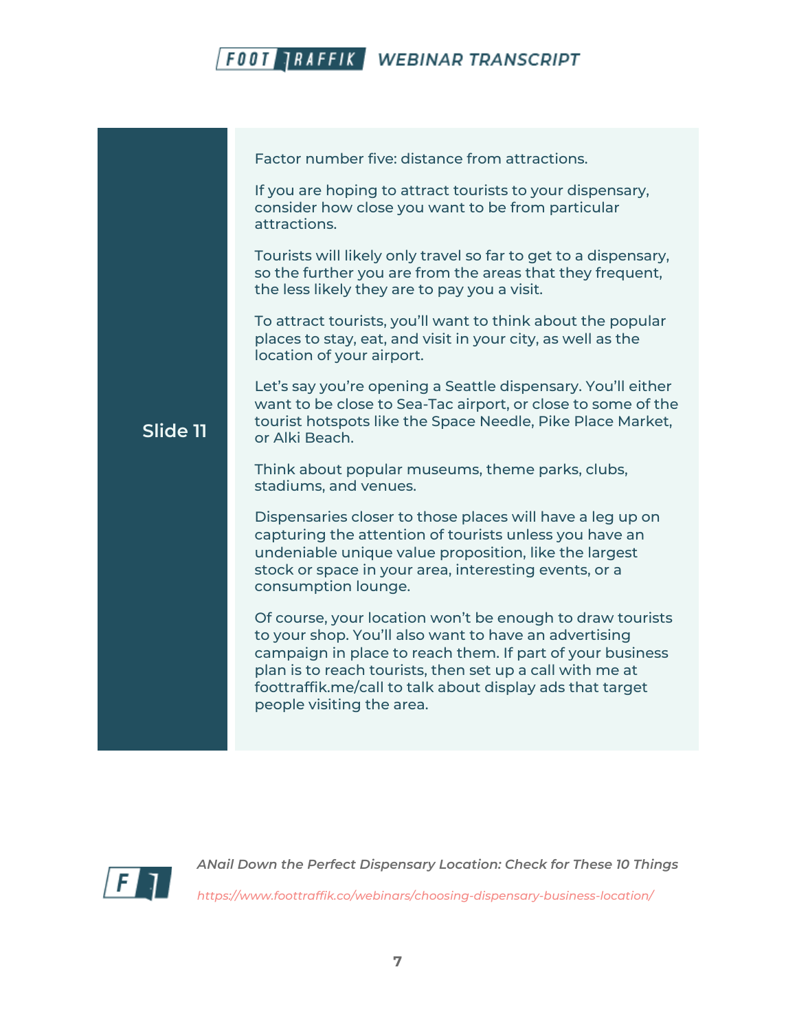**Slide 11**

Factor number five: distance from attractions.

If you are hoping to attract tourists to your dispensary, consider how close you want to be from particular attractions.

Tourists will likely only travel so far to get to a dispensary, so the further you are from the areas that they frequent, the less likely they are to pay you a visit.

To attract tourists, you'll want to think about the popular places to stay, eat, and visit in your city, as well as the location of your airport.

Let's say you're opening a Seattle dispensary. You'll either want to be close to Sea-Tac airport, or close to some of the tourist hotspots like the Space Needle, Pike Place Market, or Alki Beach.

Think about popular museums, theme parks, clubs, stadiums, and venues.

Dispensaries closer to those places will have a leg up on capturing the attention of tourists unless you have an undeniable unique value proposition, like the largest stock or space in your area, interesting events, or a consumption lounge.

Of course, your location won't be enough to draw tourists to your shop. You'll also want to have an advertising campaign in place to reach them. If part of your business plan is to reach tourists, then set up a call with me at foottraffik.me/call to talk about display ads that target people visiting the area.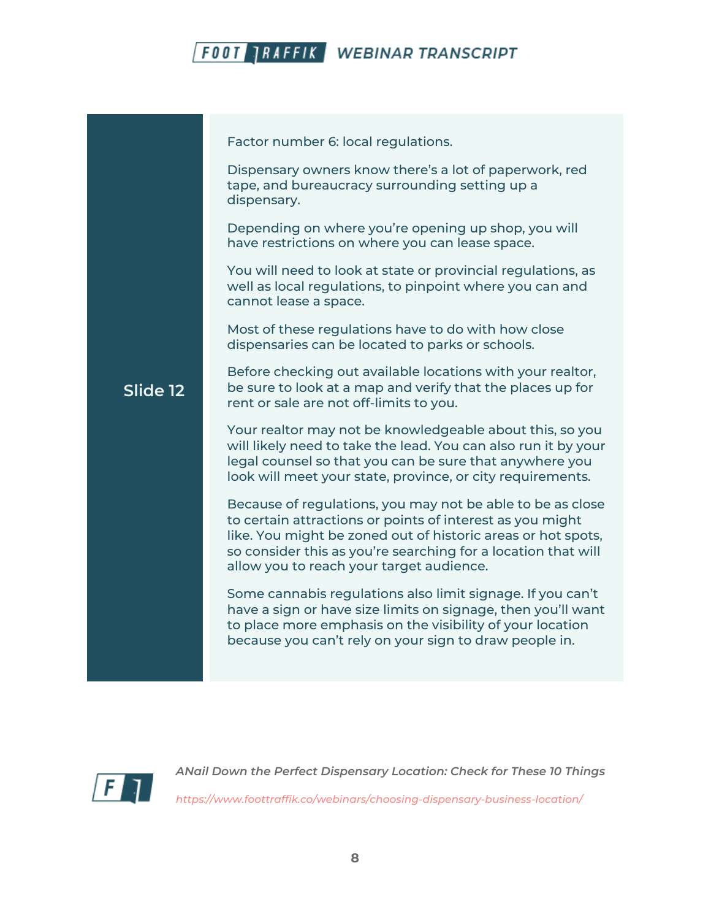**Slide 12**

Factor number 6: local regulations.

Dispensary owners know there's a lot of paperwork, red tape, and bureaucracy surrounding setting up a dispensary.

Depending on where you're opening up shop, you will have restrictions on where you can lease space.

You will need to look at state or provincial regulations, as well as local regulations, to pinpoint where you can and cannot lease a space.

Most of these regulations have to do with how close dispensaries can be located to parks or schools.

Before checking out available locations with your realtor, be sure to look at a map and verify that the places up for rent or sale are not off-limits to you.

Your realtor may not be knowledgeable about this, so you will likely need to take the lead. You can also run it by your legal counsel so that you can be sure that anywhere you look will meet your state, province, or city requirements.

Because of regulations, you may not be able to be as close to certain attractions or points of interest as you might like. You might be zoned out of historic areas or hot spots, so consider this as you're searching for a location that will allow you to reach your target audience.

Some cannabis regulations also limit signage. If you can't have a sign or have size limits on signage, then you'll want to place more emphasis on the visibility of your location because you can't rely on your sign to draw people in.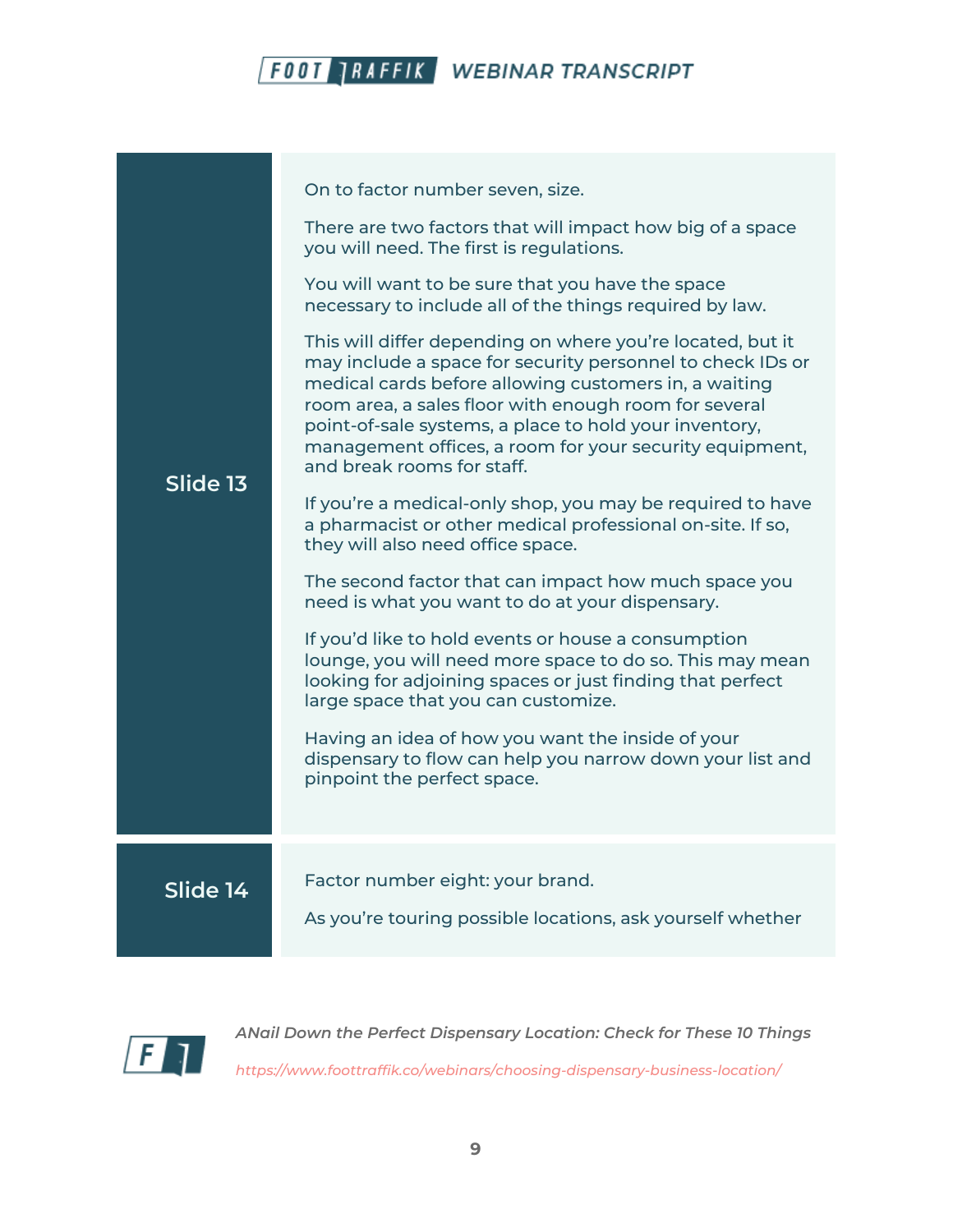| | |
|---|---|
| **Slide 13** | On to factor number seven, size.<br><br>There are two factors that will impact how big of a space you will need. The first is regulations.<br><br>You will want to be sure that you have the space necessary to include all of the things required by law.<br><br>This will differ depending on where you're located, but it may include a space for security personnel to check IDs or medical cards before allowing customers in, a waiting room area, a sales floor with enough room for several point-of-sale systems, a place to hold your inventory, management offices, a room for your security equipment, and break rooms for staff.<br><br>If you're a medical-only shop, you may be required to have a pharmacist or other medical professional on-site. If so, they will also need office space.<br><br>The second factor that can impact how much space you need is what you want to do at your dispensary.<br><br>If you'd like to hold events or house a consumption lounge, you will need more space to do so. This may mean looking for adjoining spaces or just finding that perfect large space that you can customize.<br><br>Having an idea of how you want the inside of your dispensary to flow can help you narrow down your list and pinpoint the perfect space. |
| **Slide 14** | Factor number eight: your brand.<br><br>As you're touring possible locations, ask yourself whether |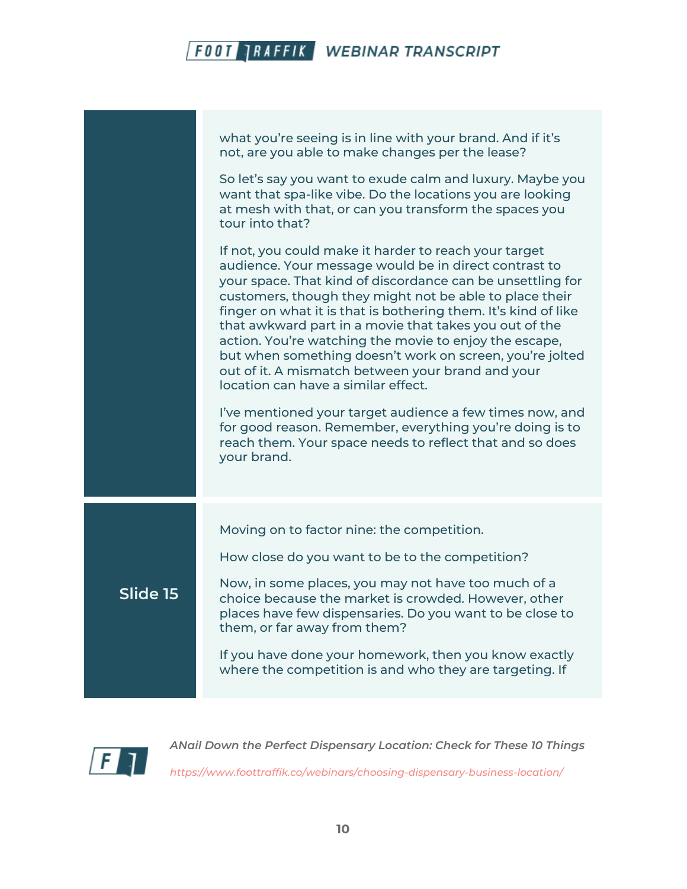what you're seeing is in line with your brand. And if it's not, are you able to make changes per the lease?

So let's say you want to exude calm and luxury. Maybe you want that spa-like vibe. Do the locations you are looking at mesh with that, or can you transform the spaces you tour into that?

If not, you could make it harder to reach your target audience. Your message would be in direct contrast to your space. That kind of discordance can be unsettling for customers, though they might not be able to place their finger on what it is that is bothering them. It's kind of like that awkward part in a movie that takes you out of the action. You're watching the movie to enjoy the escape, but when something doesn't work on screen, you're jolted out of it. A mismatch between your brand and your location can have a similar effect.

I've mentioned your target audience a few times now, and for good reason. Remember, everything you're doing is to reach them. Your space needs to reflect that and so does your brand.

**Slide 15**

Moving on to factor nine: the competition.

How close do you want to be to the competition?

Now, in some places, you may not have too much of a choice because the market is crowded. However, other places have few dispensaries. Do you want to be close to them, or far away from them?

If you have done your homework, then you know exactly where the competition is and who they are targeting. If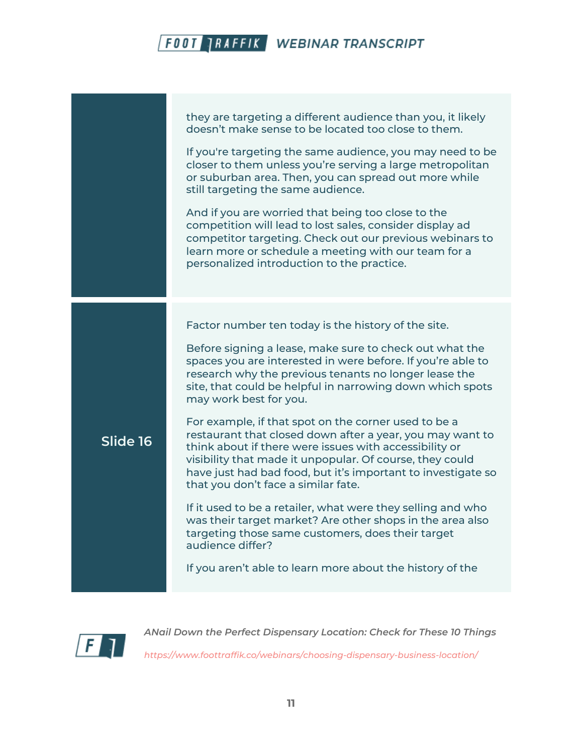they are targeting a different audience than you, it likely doesn't make sense to be located too close to them.

If you're targeting the same audience, you may need to be closer to them unless you're serving a large metropolitan or suburban area. Then, you can spread out more while still targeting the same audience.

And if you are worried that being too close to the competition will lead to lost sales, consider display ad competitor targeting. Check out our previous webinars to learn more or schedule a meeting with our team for a personalized introduction to the practice.

**Slide 16**

Factor number ten today is the history of the site.

Before signing a lease, make sure to check out what the spaces you are interested in were before. If you're able to research why the previous tenants no longer lease the site, that could be helpful in narrowing down which spots may work best for you.

For example, if that spot on the corner used to be a restaurant that closed down after a year, you may want to think about if there were issues with accessibility or visibility that made it unpopular. Of course, they could have just had bad food, but it's important to investigate so that you don't face a similar fate.

If it used to be a retailer, what were they selling and who was their target market? Are other shops in the area also targeting those same customers, does their target audience differ?

If you aren't able to learn more about the history of the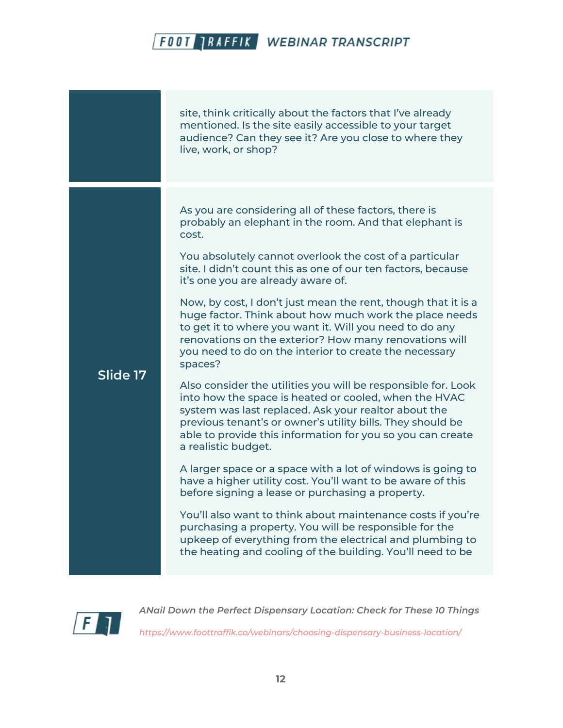| | |
|---|---|
| | site, think critically about the factors that I've already mentioned. Is the site easily accessible to your target audience? Can they see it? Are you close to where they live, work, or shop? |
| **Slide 17** | As you are considering all of these factors, there is probably an elephant in the room. And that elephant is cost.<br><br>You absolutely cannot overlook the cost of a particular site. I didn't count this as one of our ten factors, because it's one you are already aware of.<br><br>Now, by cost, I don't just mean the rent, though that it is a huge factor. Think about how much work the place needs to get it to where you want it. Will you need to do any renovations on the exterior? How many renovations will you need to do on the interior to create the necessary spaces?<br><br>Also consider the utilities you will be responsible for. Look into how the space is heated or cooled, when the HVAC system was last replaced. Ask your realtor about the previous tenant's or owner's utility bills. They should be able to provide this information for you so you can create a realistic budget.<br><br>A larger space or a space with a lot of windows is going to have a higher utility cost. You'll want to be aware of this before signing a lease or purchasing a property.<br><br>You'll also want to think about maintenance costs if you're purchasing a property. You will be responsible for the upkeep of everything from the electrical and plumbing to the heating and cooling of the building. You'll need to be |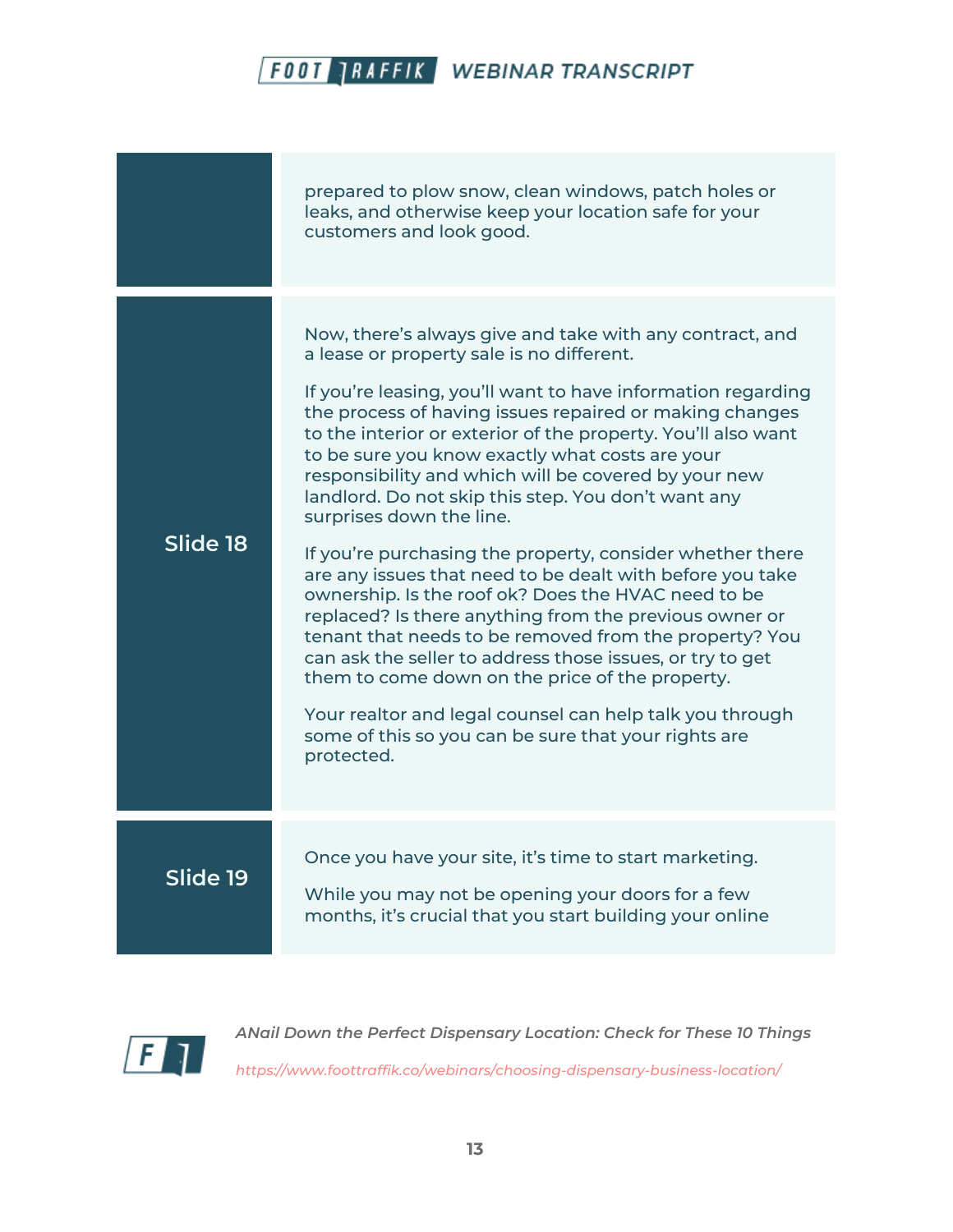| | |
|---|---|
| | prepared to plow snow, clean windows, patch holes or leaks, and otherwise keep your location safe for your customers and look good. |
| Slide 18 | Now, there's always give and take with any contract, and a lease or property sale is no different.<br><br>If you're leasing, you'll want to have information regarding the process of having issues repaired or making changes to the interior or exterior of the property. You'll also want to be sure you know exactly what costs are your responsibility and which will be covered by your new landlord. Do not skip this step. You don't want any surprises down the line.<br><br>If you're purchasing the property, consider whether there are any issues that need to be dealt with before you take ownership. Is the roof ok? Does the HVAC need to be replaced? Is there anything from the previous owner or tenant that needs to be removed from the property? You can ask the seller to address those issues, or try to get them to come down on the price of the property.<br><br>Your realtor and legal counsel can help talk you through some of this so you can be sure that your rights are protected. |
| Slide 19 | Once you have your site, it's time to start marketing.<br><br>While you may not be opening your doors for a few months, it's crucial that you start building your online |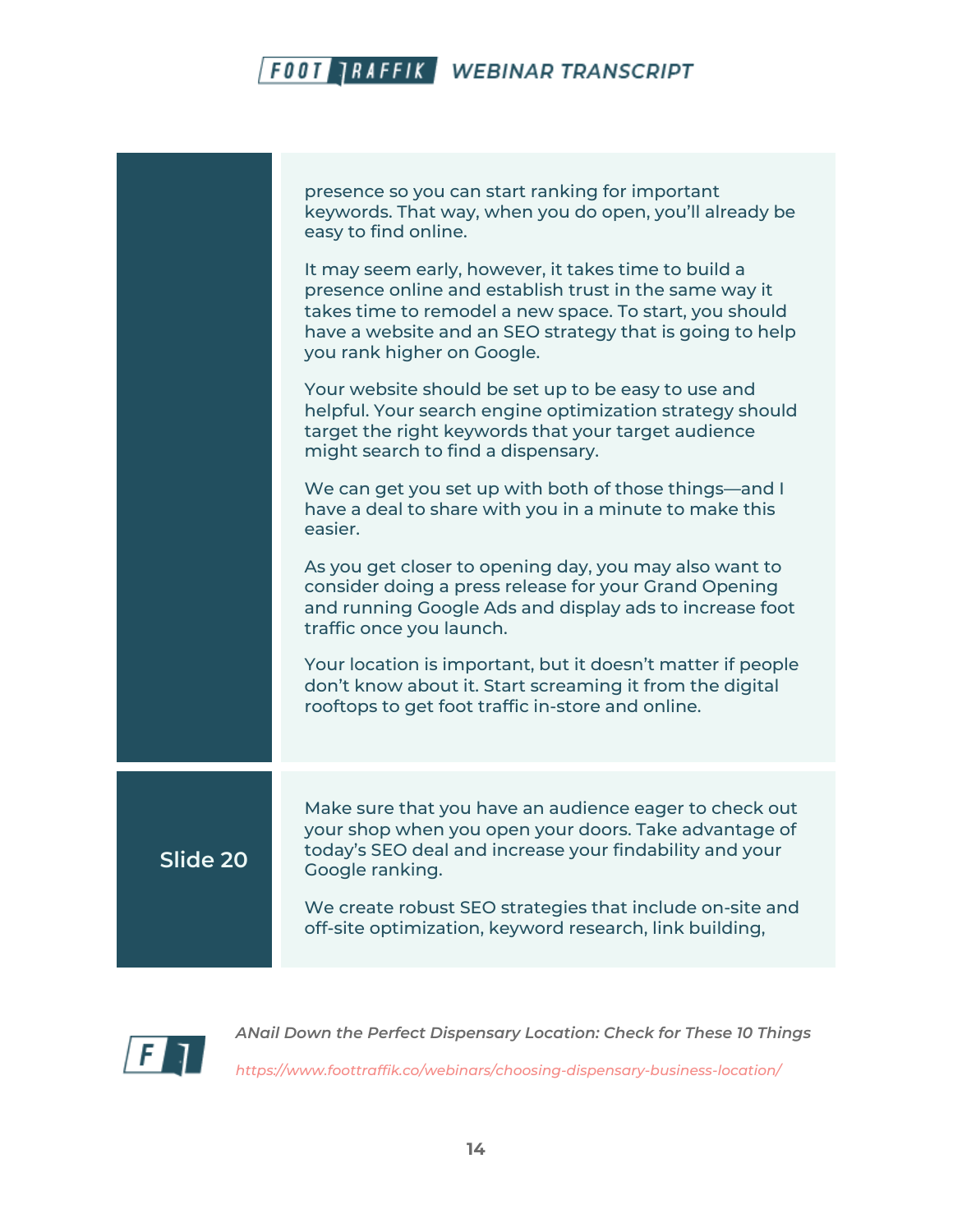presence so you can start ranking for important keywords. That way, when you do open, you'll already be easy to find online.

It may seem early, however, it takes time to build a presence online and establish trust in the same way it takes time to remodel a new space. To start, you should have a website and an SEO strategy that is going to help you rank higher on Google.

Your website should be set up to be easy to use and helpful. Your search engine optimization strategy should target the right keywords that your target audience might search to find a dispensary.

We can get you set up with both of those things—and I have a deal to share with you in a minute to make this easier.

As you get closer to opening day, you may also want to consider doing a press release for your Grand Opening and running Google Ads and display ads to increase foot traffic once you launch.

Your location is important, but it doesn't matter if people don't know about it. Start screaming it from the digital rooftops to get foot traffic in-store and online.

## Slide 20

Make sure that you have an audience eager to check out your shop when you open your doors. Take advantage of today's SEO deal and increase your findability and your Google ranking.

We create robust SEO strategies that include on-site and off-site optimization, keyword research, link building,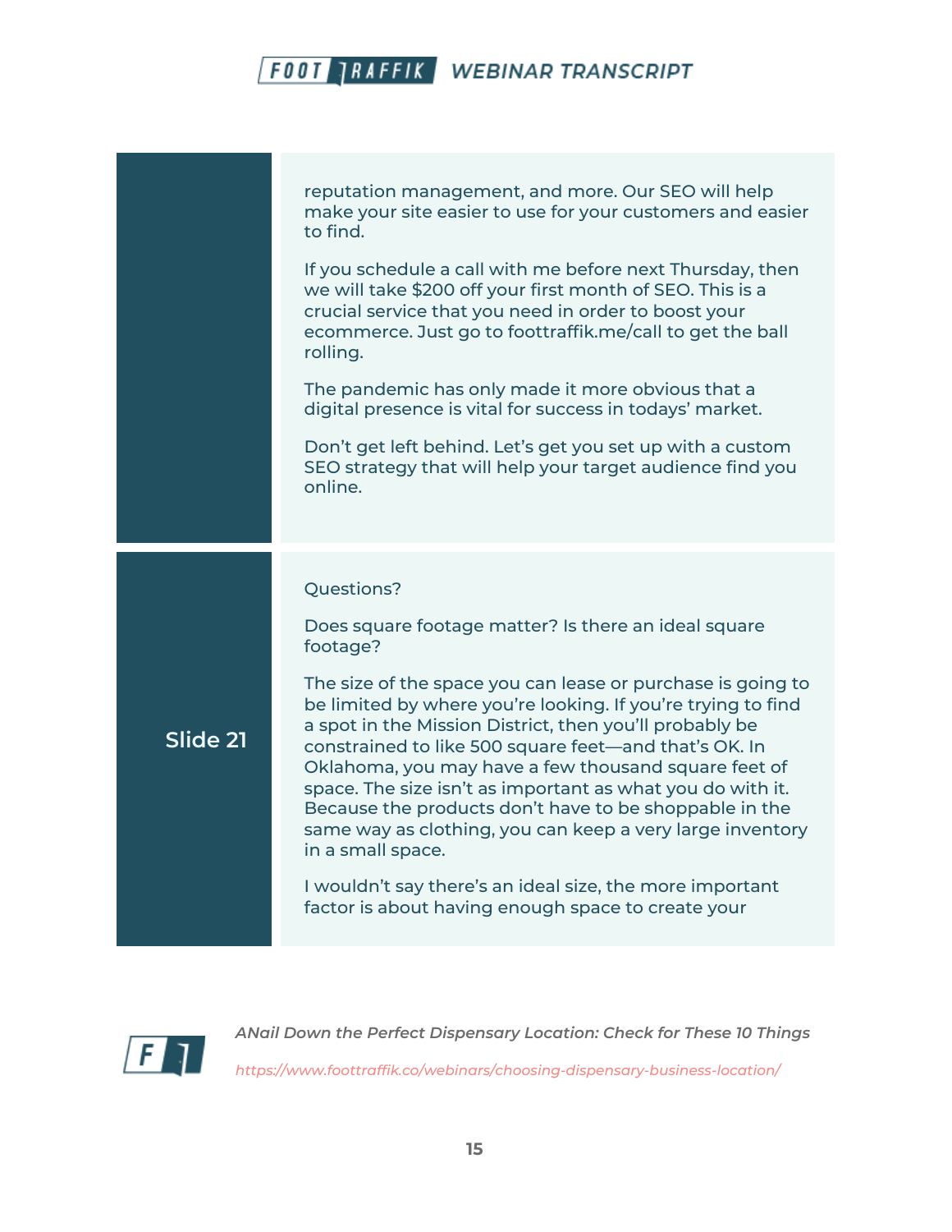reputation management, and more. Our SEO will help make your site easier to use for your customers and easier to find.

If you schedule a call with me before next Thursday, then we will take $200 off your first month of SEO. This is a crucial service that you need in order to boost your ecommerce. Just go to foottraffik.me/call to get the ball rolling.

The pandemic has only made it more obvious that a digital presence is vital for success in todays' market.

Don't get left behind. Let's get you set up with a custom SEO strategy that will help your target audience find you online.

**Slide 21**

Questions?

Does square footage matter? Is there an ideal square footage?

The size of the space you can lease or purchase is going to be limited by where you're looking. If you're trying to find a spot in the Mission District, then you'll probably be constrained to like 500 square feet—and that's OK. In Oklahoma, you may have a few thousand square feet of space. The size isn't as important as what you do with it. Because the products don't have to be shoppable in the same way as clothing, you can keep a very large inventory in a small space.

I wouldn't say there's an ideal size, the more important factor is about having enough space to create your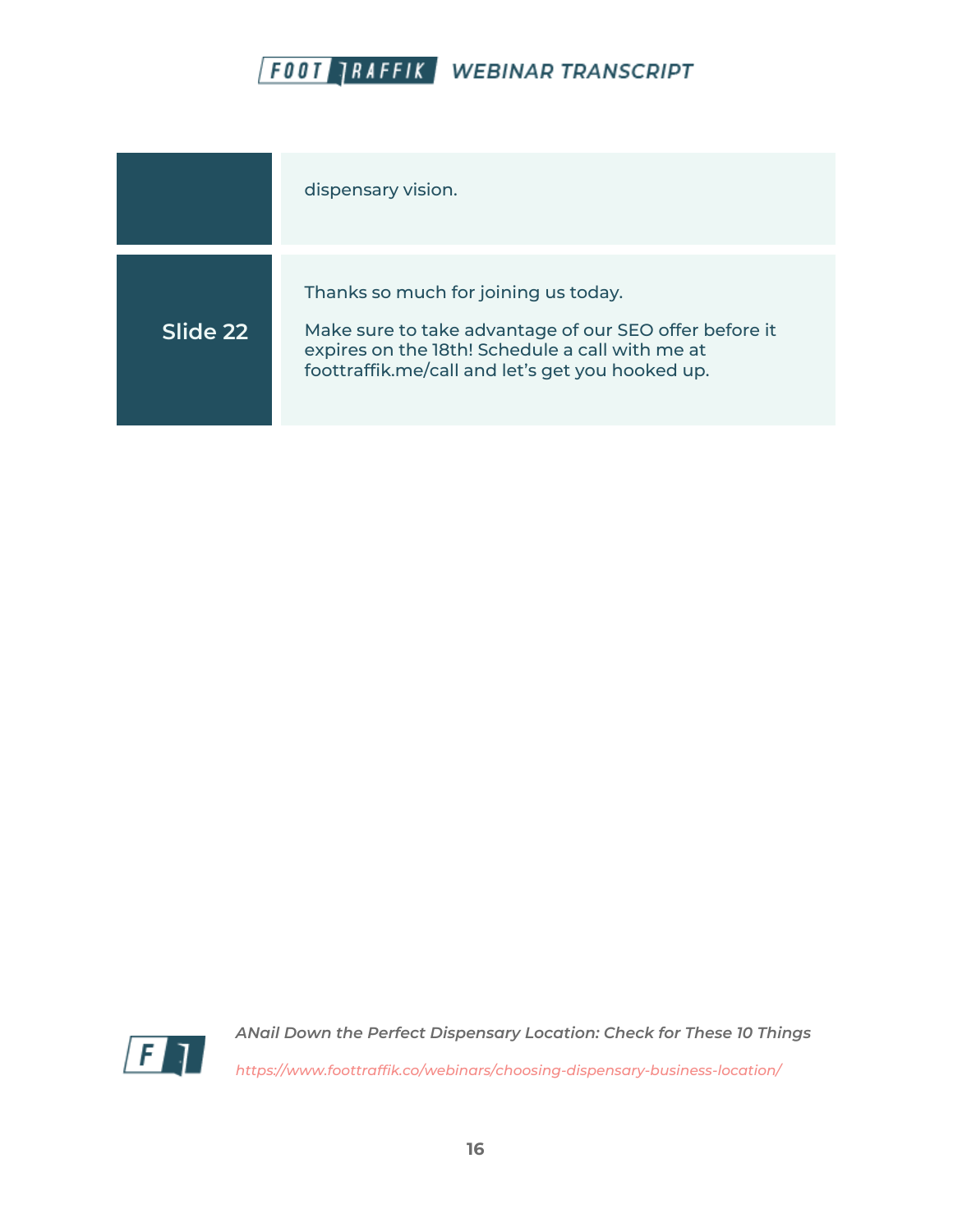| | |
|---|---|
| | dispensary vision. |
| **Slide 22** | Thanks so much for joining us today.<br><br>Make sure to take advantage of our SEO offer before it expires on the 18th! Schedule a call with me at foottraffik.me/call and let's get you hooked up. |